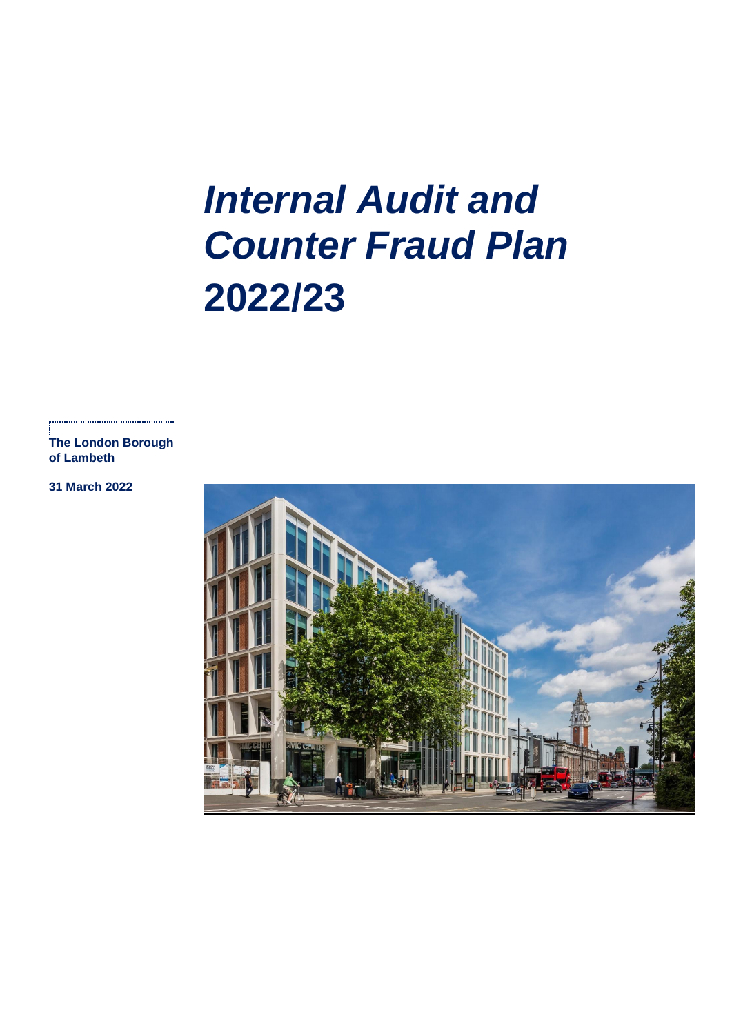# *Internal Audit and Counter Fraud Plan* 2022/23

**The London Borough of Lambeth**

**31 March 2022**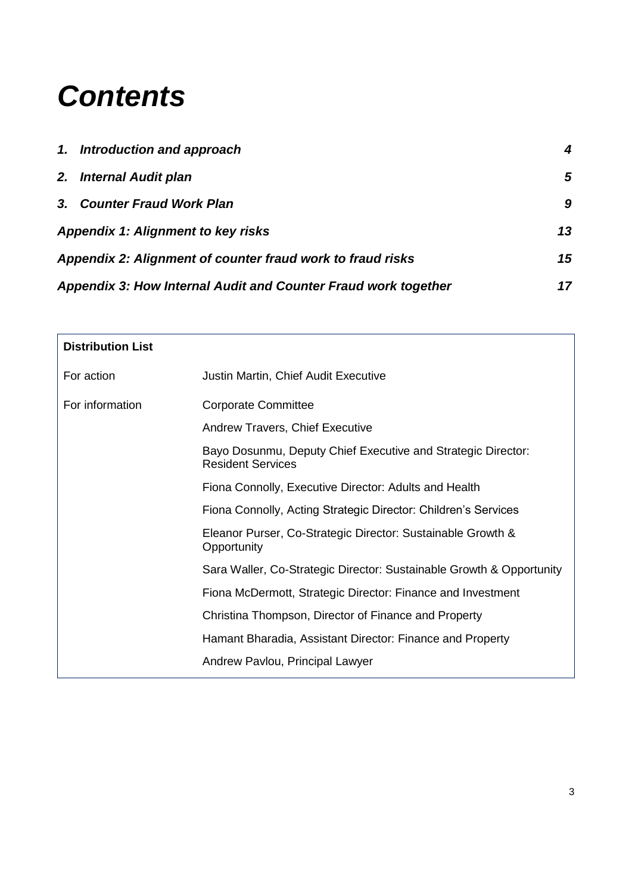# *Contents*

| | |
|---|---|
| ***1. Introduction and approach*** | ***4*** |
| ***2. Internal Audit plan*** | ***5*** |
| ***3. Counter Fraud Work Plan*** | ***9*** |
| ***Appendix 1: Alignment to key risks*** | ***13*** |
| ***Appendix 2: Alignment of counter fraud work to fraud risks*** | ***15*** |
| ***Appendix 3: How Internal Audit and Counter Fraud work together*** | ***17*** |

| **Distribution List** | |
|---|---|
| For action | Justin Martin, Chief Audit Executive |
| For information | Corporate Committee |
| | Andrew Travers, Chief Executive |
| | Bayo Dosunmu, Deputy Chief Executive and Strategic Director: Resident Services |
| | Fiona Connolly, Executive Director: Adults and Health |
| | Fiona Connolly, Acting Strategic Director: Children's Services |
| | Eleanor Purser, Co-Strategic Director: Sustainable Growth & Opportunity |
| | Sara Waller, Co-Strategic Director: Sustainable Growth & Opportunity |
| | Fiona McDermott, Strategic Director: Finance and Investment |
| | Christina Thompson, Director of Finance and Property |
| | Hamant Bharadia, Assistant Director: Finance and Property |
| | Andrew Pavlou, Principal Lawyer |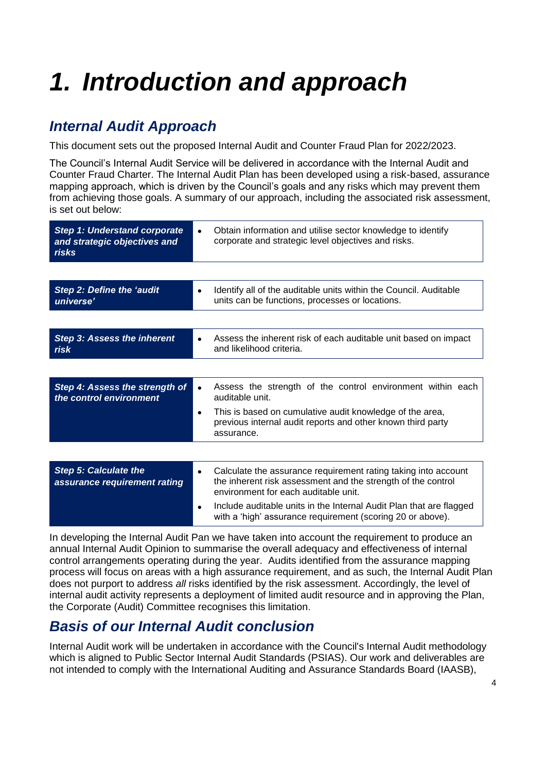# 1. Introduction and approach

## Internal Audit Approach

This document sets out the proposed Internal Audit and Counter Fraud Plan for 2022/2023.

The Council's Internal Audit Service will be delivered in accordance with the Internal Audit and Counter Fraud Charter. The Internal Audit Plan has been developed using a risk-based, assurance mapping approach, which is driven by the Council's goals and any risks which may prevent them from achieving those goals. A summary of our approach, including the associated risk assessment, is set out below:

| Step | Description |
|---|---|
| ***Step 1: Understand corporate and strategic objectives and risks*** | • Obtain information and utilise sector knowledge to identify corporate and strategic level objectives and risks. |
| ***Step 2: Define the 'audit universe'*** | • Identify all of the auditable units within the Council. Auditable units can be functions, processes or locations. |
| ***Step 3: Assess the inherent risk*** | • Assess the inherent risk of each auditable unit based on impact and likelihood criteria. |
| ***Step 4: Assess the strength of the control environment*** | • Assess the strength of the control environment within each auditable unit.<br>• This is based on cumulative audit knowledge of the area, previous internal audit reports and other known third party assurance. |
| ***Step 5: Calculate the assurance requirement rating*** | • Calculate the assurance requirement rating taking into account the inherent risk assessment and the strength of the control environment for each auditable unit.<br>• Include auditable units in the Internal Audit Plan that are flagged with a 'high' assurance requirement (scoring 20 or above). |

In developing the Internal Audit Pan we have taken into account the requirement to produce an annual Internal Audit Opinion to summarise the overall adequacy and effectiveness of internal control arrangements operating during the year. Audits identified from the assurance mapping process will focus on areas with a high assurance requirement, and as such, the Internal Audit Plan does not purport to address *all* risks identified by the risk assessment. Accordingly, the level of internal audit activity represents a deployment of limited audit resource and in approving the Plan, the Corporate (Audit) Committee recognises this limitation.

## Basis of our Internal Audit conclusion

Internal Audit work will be undertaken in accordance with the Council's Internal Audit methodology which is aligned to Public Sector Internal Audit Standards (PSIAS). Our work and deliverables are not intended to comply with the International Auditing and Assurance Standards Board (IAASB),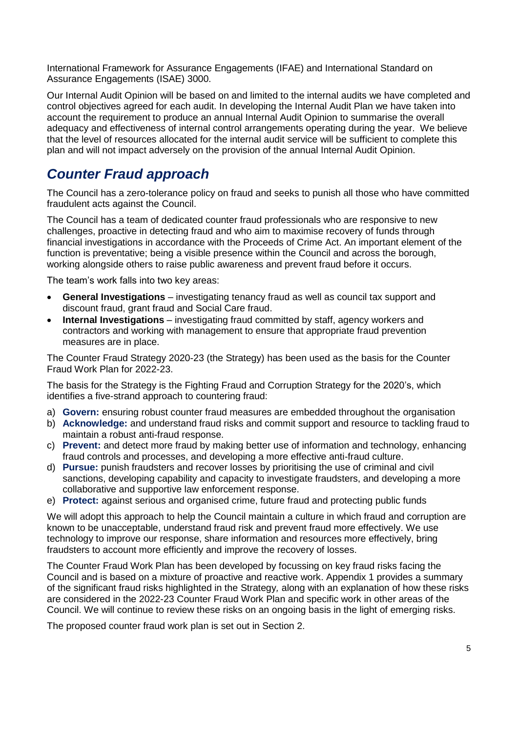International Framework for Assurance Engagements (IFAE) and International Standard on Assurance Engagements (ISAE) 3000.

Our Internal Audit Opinion will be based on and limited to the internal audits we have completed and control objectives agreed for each audit. In developing the Internal Audit Plan we have taken into account the requirement to produce an annual Internal Audit Opinion to summarise the overall adequacy and effectiveness of internal control arrangements operating during the year. We believe that the level of resources allocated for the internal audit service will be sufficient to complete this plan and will not impact adversely on the provision of the annual Internal Audit Opinion.

## *Counter Fraud approach*

The Council has a zero-tolerance policy on fraud and seeks to punish all those who have committed fraudulent acts against the Council.

The Council has a team of dedicated counter fraud professionals who are responsive to new challenges, proactive in detecting fraud and who aim to maximise recovery of funds through financial investigations in accordance with the Proceeds of Crime Act. An important element of the function is preventative; being a visible presence within the Council and across the borough, working alongside others to raise public awareness and prevent fraud before it occurs.

The team's work falls into two key areas:

- **General Investigations** – investigating tenancy fraud as well as council tax support and discount fraud, grant fraud and Social Care fraud.
- **Internal Investigations** – investigating fraud committed by staff, agency workers and contractors and working with management to ensure that appropriate fraud prevention measures are in place.

The Counter Fraud Strategy 2020-23 (the Strategy) has been used as the basis for the Counter Fraud Work Plan for 2022-23.

The basis for the Strategy is the Fighting Fraud and Corruption Strategy for the 2020's, which identifies a five-strand approach to countering fraud:

a) **Govern:** ensuring robust counter fraud measures are embedded throughout the organisation
b) **Acknowledge:** and understand fraud risks and commit support and resource to tackling fraud to maintain a robust anti-fraud response.
c) **Prevent:** and detect more fraud by making better use of information and technology, enhancing fraud controls and processes, and developing a more effective anti-fraud culture.
d) **Pursue:** punish fraudsters and recover losses by prioritising the use of criminal and civil sanctions, developing capability and capacity to investigate fraudsters, and developing a more collaborative and supportive law enforcement response.
e) **Protect:** against serious and organised crime, future fraud and protecting public funds

We will adopt this approach to help the Council maintain a culture in which fraud and corruption are known to be unacceptable, understand fraud risk and prevent fraud more effectively. We use technology to improve our response, share information and resources more effectively, bring fraudsters to account more efficiently and improve the recovery of losses.

The Counter Fraud Work Plan has been developed by focussing on key fraud risks facing the Council and is based on a mixture of proactive and reactive work. Appendix 1 provides a summary of the significant fraud risks highlighted in the Strategy*,* along with an explanation of how these risks are considered in the 2022-23 Counter Fraud Work Plan and specific work in other areas of the Council. We will continue to review these risks on an ongoing basis in the light of emerging risks.

The proposed counter fraud work plan is set out in Section 2.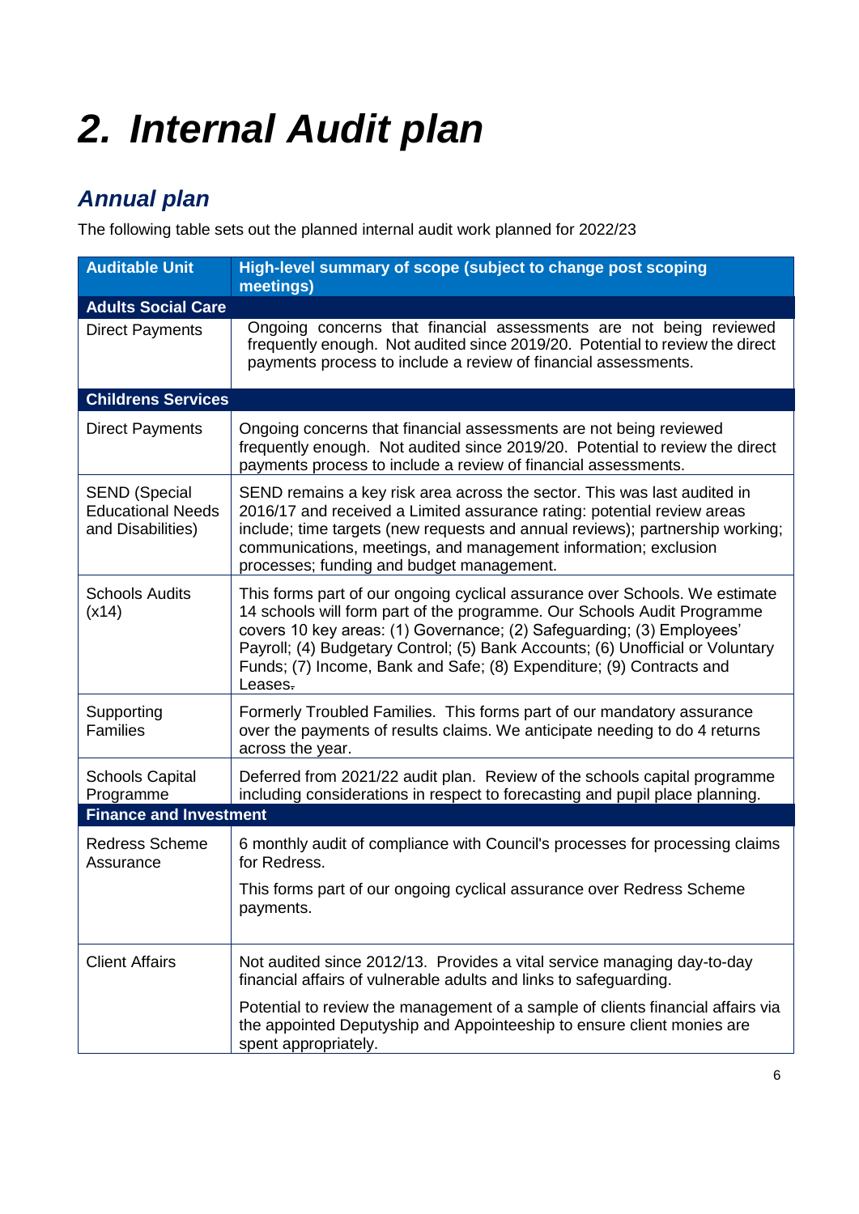# 2. Internal Audit plan

## Annual plan

The following table sets out the planned internal audit work planned for 2022/23

| Auditable Unit | High-level summary of scope (subject to change post scoping meetings) |
|---|---|
| **Adults Social Care** | |
| Direct Payments | Ongoing concerns that financial assessments are not being reviewed frequently enough. Not audited since 2019/20. Potential to review the direct payments process to include a review of financial assessments. |
| **Childrens Services** | |
| Direct Payments | Ongoing concerns that financial assessments are not being reviewed frequently enough. Not audited since 2019/20. Potential to review the direct payments process to include a review of financial assessments. |
| SEND (Special Educational Needs and Disabilities) | SEND remains a key risk area across the sector. This was last audited in 2016/17 and received a Limited assurance rating: potential review areas include; time targets (new requests and annual reviews); partnership working; communications, meetings, and management information; exclusion processes; funding and budget management. |
| Schools Audits (x14) | This forms part of our ongoing cyclical assurance over Schools. We estimate 14 schools will form part of the programme. Our Schools Audit Programme covers 10 key areas: (1) Governance; (2) Safeguarding; (3) Employees' Payroll; (4) Budgetary Control; (5) Bank Accounts; (6) Unofficial or Voluntary Funds; (7) Income, Bank and Safe; (8) Expenditure; (9) Contracts and Leases. |
| Supporting Families | Formerly Troubled Families. This forms part of our mandatory assurance over the payments of results claims. We anticipate needing to do 4 returns across the year. |
| Schools Capital Programme | Deferred from 2021/22 audit plan. Review of the schools capital programme including considerations in respect to forecasting and pupil place planning. |
| **Finance and Investment** | |
| Redress Scheme Assurance | 6 monthly audit of compliance with Council's processes for processing claims for Redress.<br><br>This forms part of our ongoing cyclical assurance over Redress Scheme payments. |
| Client Affairs | Not audited since 2012/13. Provides a vital service managing day-to-day financial affairs of vulnerable adults and links to safeguarding.<br><br>Potential to review the management of a sample of clients financial affairs via the appointed Deputyship and Appointeeship to ensure client monies are spent appropriately. |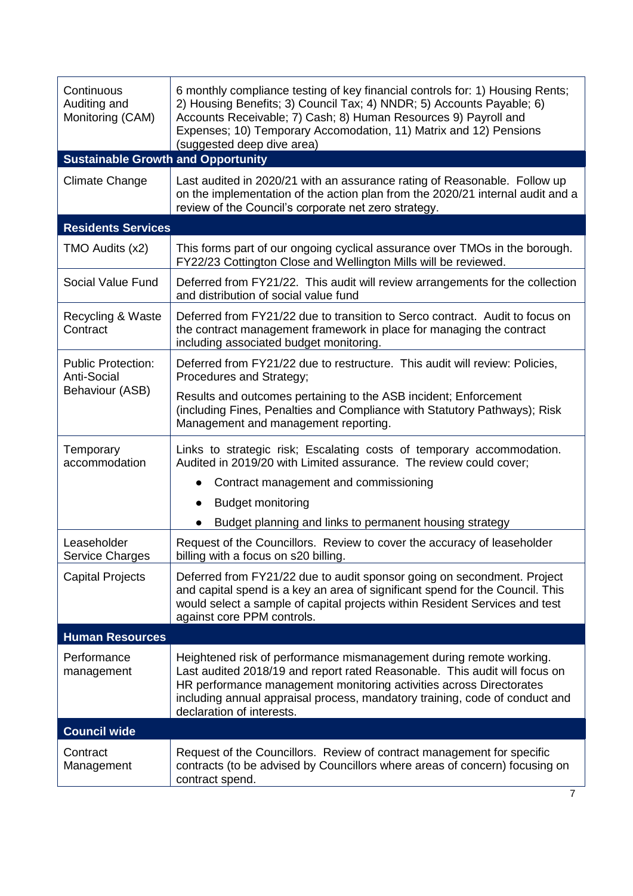| | |
|---|---|
| Continuous Auditing and Monitoring (CAM) | 6 monthly compliance testing of key financial controls for: 1) Housing Rents; 2) Housing Benefits; 3) Council Tax; 4) NNDR; 5) Accounts Payable; 6) Accounts Receivable; 7) Cash; 8) Human Resources 9) Payroll and Expenses; 10) Temporary Accomodation, 11) Matrix and 12) Pensions (suggested deep dive area) |
| **Sustainable Growth and Opportunity** | |
| Climate Change | Last audited in 2020/21 with an assurance rating of Reasonable. Follow up on the implementation of the action plan from the 2020/21 internal audit and a review of the Council's corporate net zero strategy. |
| **Residents Services** | |
| TMO Audits (x2) | This forms part of our ongoing cyclical assurance over TMOs in the borough. FY22/23 Cottington Close and Wellington Mills will be reviewed. |
| Social Value Fund | Deferred from FY21/22. This audit will review arrangements for the collection and distribution of social value fund |
| Recycling & Waste Contract | Deferred from FY21/22 due to transition to Serco contract. Audit to focus on the contract management framework in place for managing the contract including associated budget monitoring. |
| Public Protection: Anti-Social Behaviour (ASB) | Deferred from FY21/22 due to restructure. This audit will review: Policies, Procedures and Strategy;<br><br>Results and outcomes pertaining to the ASB incident; Enforcement (including Fines, Penalties and Compliance with Statutory Pathways); Risk Management and management reporting. |
| Temporary accommodation | Links to strategic risk; Escalating costs of temporary accommodation. Audited in 2019/20 with Limited assurance. The review could cover;<br>• Contract management and commissioning<br>• Budget monitoring<br>• Budget planning and links to permanent housing strategy |
| Leaseholder Service Charges | Request of the Councillors. Review to cover the accuracy of leaseholder billing with a focus on s20 billing. |
| Capital Projects | Deferred from FY21/22 due to audit sponsor going on secondment. Project and capital spend is a key an area of significant spend for the Council. This would select a sample of capital projects within Resident Services and test against core PPM controls. |
| **Human Resources** | |
| Performance management | Heightened risk of performance mismanagement during remote working. Last audited 2018/19 and report rated Reasonable. This audit will focus on HR performance management monitoring activities across Directorates including annual appraisal process, mandatory training, code of conduct and declaration of interests. |
| **Council wide** | |
| Contract Management | Request of the Councillors. Review of contract management for specific contracts (to be advised by Councillors where areas of concern) focusing on contract spend. |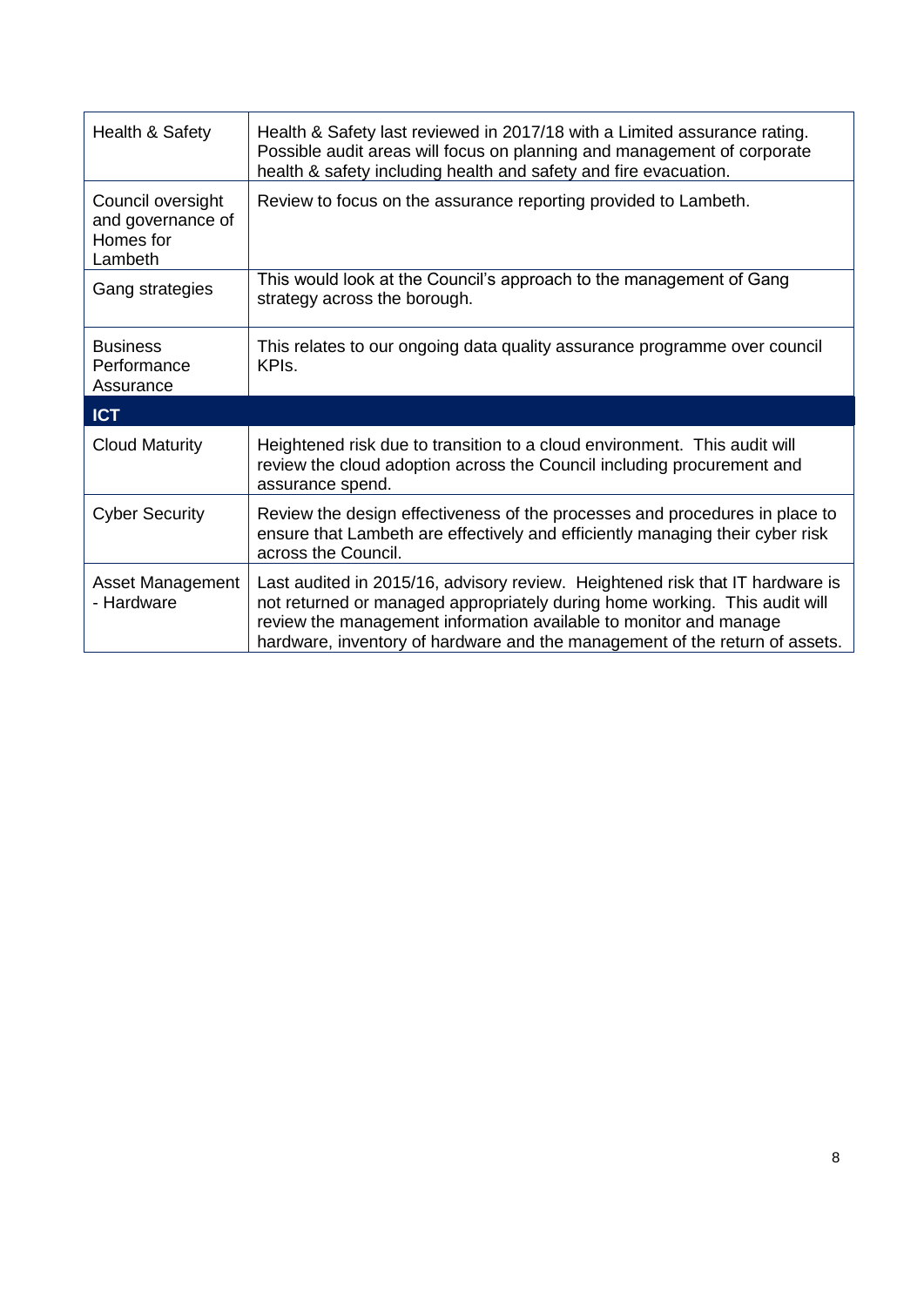| | |
|---|---|
| Health & Safety | Health & Safety last reviewed in 2017/18 with a Limited assurance rating. Possible audit areas will focus on planning and management of corporate health & safety including health and safety and fire evacuation. |
| Council oversight and governance of Homes for Lambeth | Review to focus on the assurance reporting provided to Lambeth. |
| Gang strategies | This would look at the Council's approach to the management of Gang strategy across the borough. |
| Business Performance Assurance | This relates to our ongoing data quality assurance programme over council KPIs. |
| **ICT** | |
| Cloud Maturity | Heightened risk due to transition to a cloud environment. This audit will review the cloud adoption across the Council including procurement and assurance spend. |
| Cyber Security | Review the design effectiveness of the processes and procedures in place to ensure that Lambeth are effectively and efficiently managing their cyber risk across the Council. |
| Asset Management - Hardware | Last audited in 2015/16, advisory review. Heightened risk that IT hardware is not returned or managed appropriately during home working. This audit will review the management information available to monitor and manage hardware, inventory of hardware and the management of the return of assets. |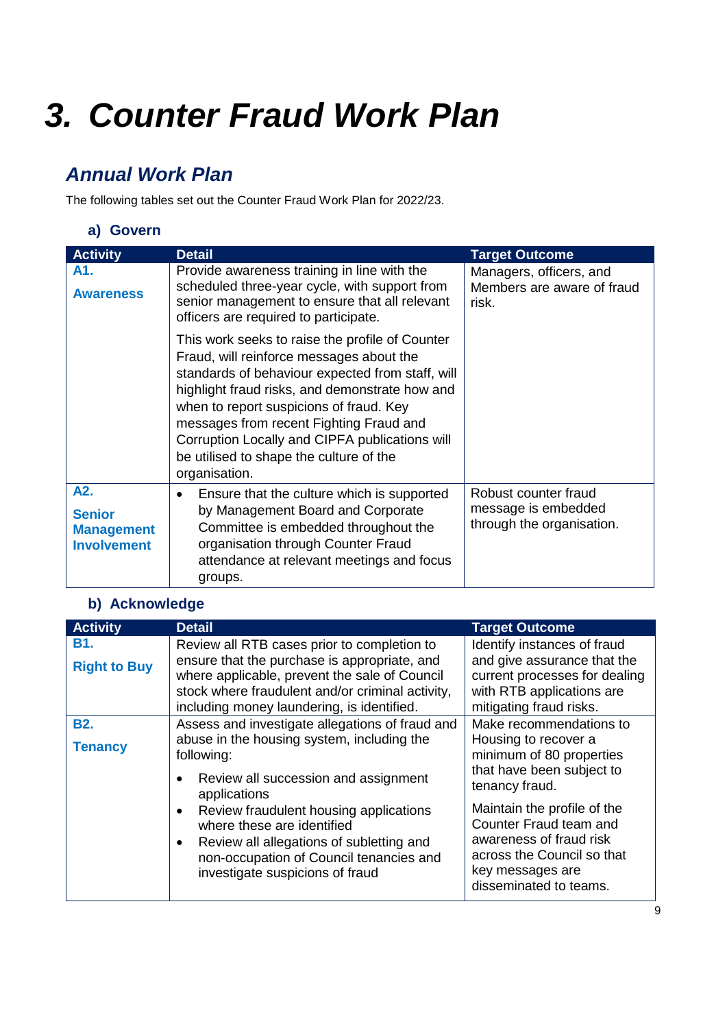# 3. Counter Fraud Work Plan

## Annual Work Plan

The following tables set out the Counter Fraud Work Plan for 2022/23.

### a) Govern

| Activity | Detail | Target Outcome |
|---|---|---|
| **A1.** **Awareness** | Provide awareness training in line with the scheduled three-year cycle, with support from senior management to ensure that all relevant officers are required to participate. This work seeks to raise the profile of Counter Fraud, will reinforce messages about the standards of behaviour expected from staff, will highlight fraud risks, and demonstrate how and when to report suspicions of fraud. Key messages from recent Fighting Fraud and Corruption Locally and CIPFA publications will be utilised to shape the culture of the organisation. | Managers, officers, and Members are aware of fraud risk. |
| **A2.** **Senior Management Involvement** | • Ensure that the culture which is supported by Management Board and Corporate Committee is embedded throughout the organisation through Counter Fraud attendance at relevant meetings and focus groups. | Robust counter fraud message is embedded through the organisation. |

### b) Acknowledge

| Activity | Detail | Target Outcome |
|---|---|---|
| **B1.** **Right to Buy** | Review all RTB cases prior to completion to ensure that the purchase is appropriate, and where applicable, prevent the sale of Council stock where fraudulent and/or criminal activity, including money laundering, is identified. | Identify instances of fraud and give assurance that the current processes for dealing with RTB applications are mitigating fraud risks. |
| **B2.** **Tenancy** | Assess and investigate allegations of fraud and abuse in the housing system, including the following: • Review all succession and assignment applications • Review fraudulent housing applications where these are identified • Review all allegations of subletting and non-occupation of Council tenancies and investigate suspicions of fraud | Make recommendations to Housing to recover a minimum of 80 properties that have been subject to tenancy fraud. Maintain the profile of the Counter Fraud team and awareness of fraud risk across the Council so that key messages are disseminated to teams. |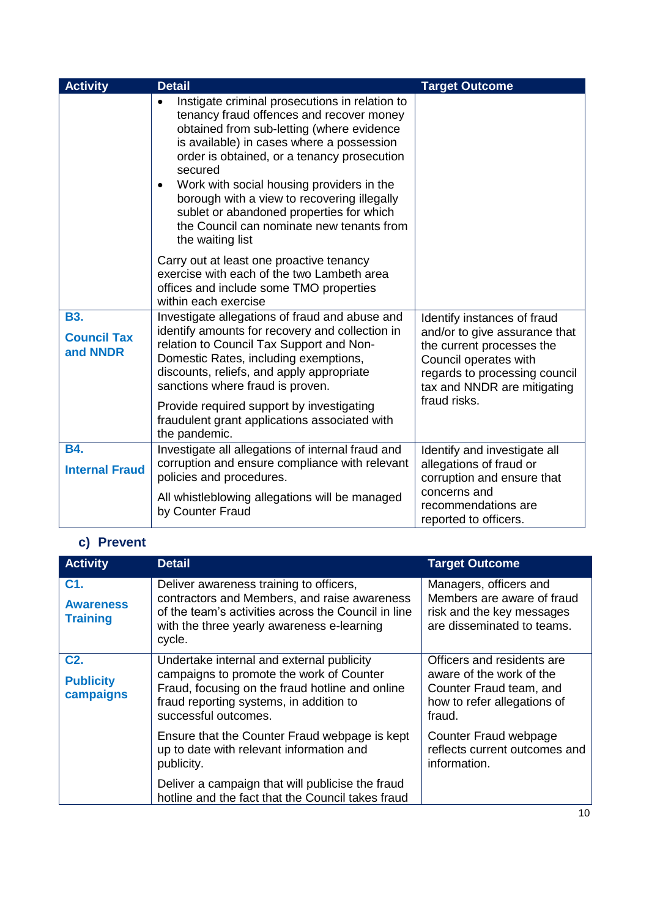| Activity | Detail | Target Outcome |
|---|---|---|
| | • Instigate criminal prosecutions in relation to tenancy fraud offences and recover money obtained from sub-letting (where evidence is available) in cases where a possession order is obtained, or a tenancy prosecution secured<br>• Work with social housing providers in the borough with a view to recovering illegally sublet or abandoned properties for which the Council can nominate new tenants from the waiting list<br><br>Carry out at least one proactive tenancy exercise with each of the two Lambeth area offices and include some TMO properties within each exercise | |
| **B3.**<br><br>**Council Tax and NNDR** | Investigate allegations of fraud and abuse and identify amounts for recovery and collection in relation to Council Tax Support and Non-Domestic Rates, including exemptions, discounts, reliefs, and apply appropriate sanctions where fraud is proven.<br><br>Provide required support by investigating fraudulent grant applications associated with the pandemic. | Identify instances of fraud and/or to give assurance that the current processes the Council operates with regards to processing council tax and NNDR are mitigating fraud risks. |
| **B4.**<br><br>**Internal Fraud** | Investigate all allegations of internal fraud and corruption and ensure compliance with relevant policies and procedures.<br><br>All whistleblowing allegations will be managed by Counter Fraud | Identify and investigate all allegations of fraud or corruption and ensure that concerns and recommendations are reported to officers. |

## c) Prevent

| Activity | Detail | Target Outcome |
|---|---|---|
| **C1.**<br><br>**Awareness Training** | Deliver awareness training to officers, contractors and Members, and raise awareness of the team's activities across the Council in line with the three yearly awareness e-learning cycle. | Managers, officers and Members are aware of fraud risk and the key messages are disseminated to teams. |
| **C2.**<br><br>**Publicity campaigns** | Undertake internal and external publicity campaigns to promote the work of Counter Fraud, focusing on the fraud hotline and online fraud reporting systems, in addition to successful outcomes.<br><br>Ensure that the Counter Fraud webpage is kept up to date with relevant information and publicity.<br><br>Deliver a campaign that will publicise the fraud hotline and the fact that the Council takes fraud | Officers and residents are aware of the work of the Counter Fraud team, and how to refer allegations of fraud.<br><br>Counter Fraud webpage reflects current outcomes and information. |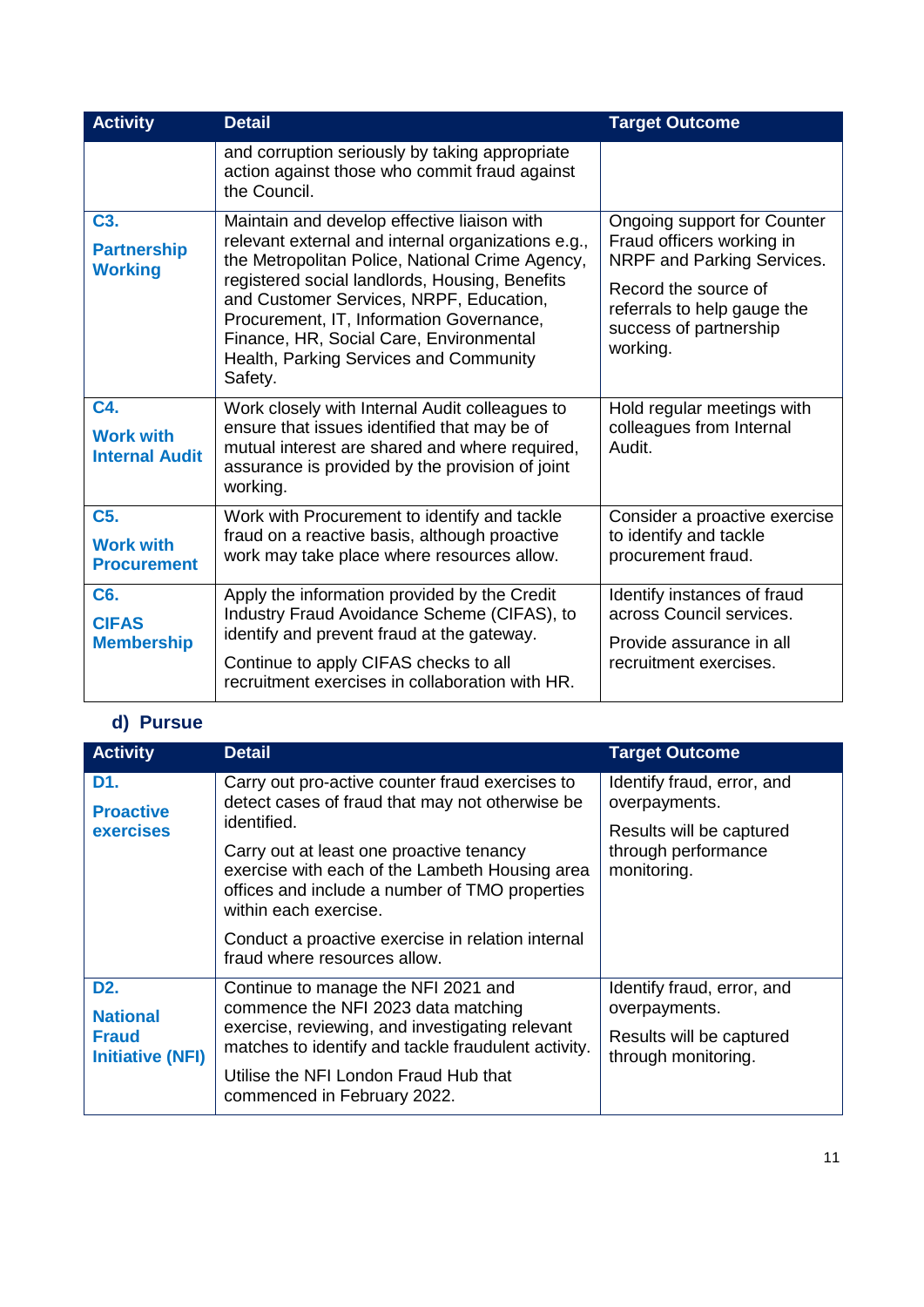| Activity | Detail | Target Outcome |
|---|---|---|
| | and corruption seriously by taking appropriate action against those who commit fraud against the Council. | |
| **C3. Partnership Working** | Maintain and develop effective liaison with relevant external and internal organizations e.g., the Metropolitan Police, National Crime Agency, registered social landlords, Housing, Benefits and Customer Services, NRPF, Education, Procurement, IT, Information Governance, Finance, HR, Social Care, Environmental Health, Parking Services and Community Safety. | Ongoing support for Counter Fraud officers working in NRPF and Parking Services.<br><br>Record the source of referrals to help gauge the success of partnership working. |
| **C4. Work with Internal Audit** | Work closely with Internal Audit colleagues to ensure that issues identified that may be of mutual interest are shared and where required, assurance is provided by the provision of joint working. | Hold regular meetings with colleagues from Internal Audit. |
| **C5. Work with Procurement** | Work with Procurement to identify and tackle fraud on a reactive basis, although proactive work may take place where resources allow. | Consider a proactive exercise to identify and tackle procurement fraud. |
| **C6. CIFAS Membership** | Apply the information provided by the Credit Industry Fraud Avoidance Scheme (CIFAS), to identify and prevent fraud at the gateway.<br><br>Continue to apply CIFAS checks to all recruitment exercises in collaboration with HR. | Identify instances of fraud across Council services.<br><br>Provide assurance in all recruitment exercises. |

### d) Pursue

| Activity | Detail | Target Outcome |
|---|---|---|
| **D1. Proactive exercises** | Carry out pro-active counter fraud exercises to detect cases of fraud that may not otherwise be identified.<br><br>Carry out at least one proactive tenancy exercise with each of the Lambeth Housing area offices and include a number of TMO properties within each exercise.<br><br>Conduct a proactive exercise in relation internal fraud where resources allow. | Identify fraud, error, and overpayments.<br><br>Results will be captured through performance monitoring. |
| **D2. National Fraud Initiative (NFI)** | Continue to manage the NFI 2021 and commence the NFI 2023 data matching exercise, reviewing, and investigating relevant matches to identify and tackle fraudulent activity.<br><br>Utilise the NFI London Fraud Hub that commenced in February 2022. | Identify fraud, error, and overpayments.<br><br>Results will be captured through monitoring. |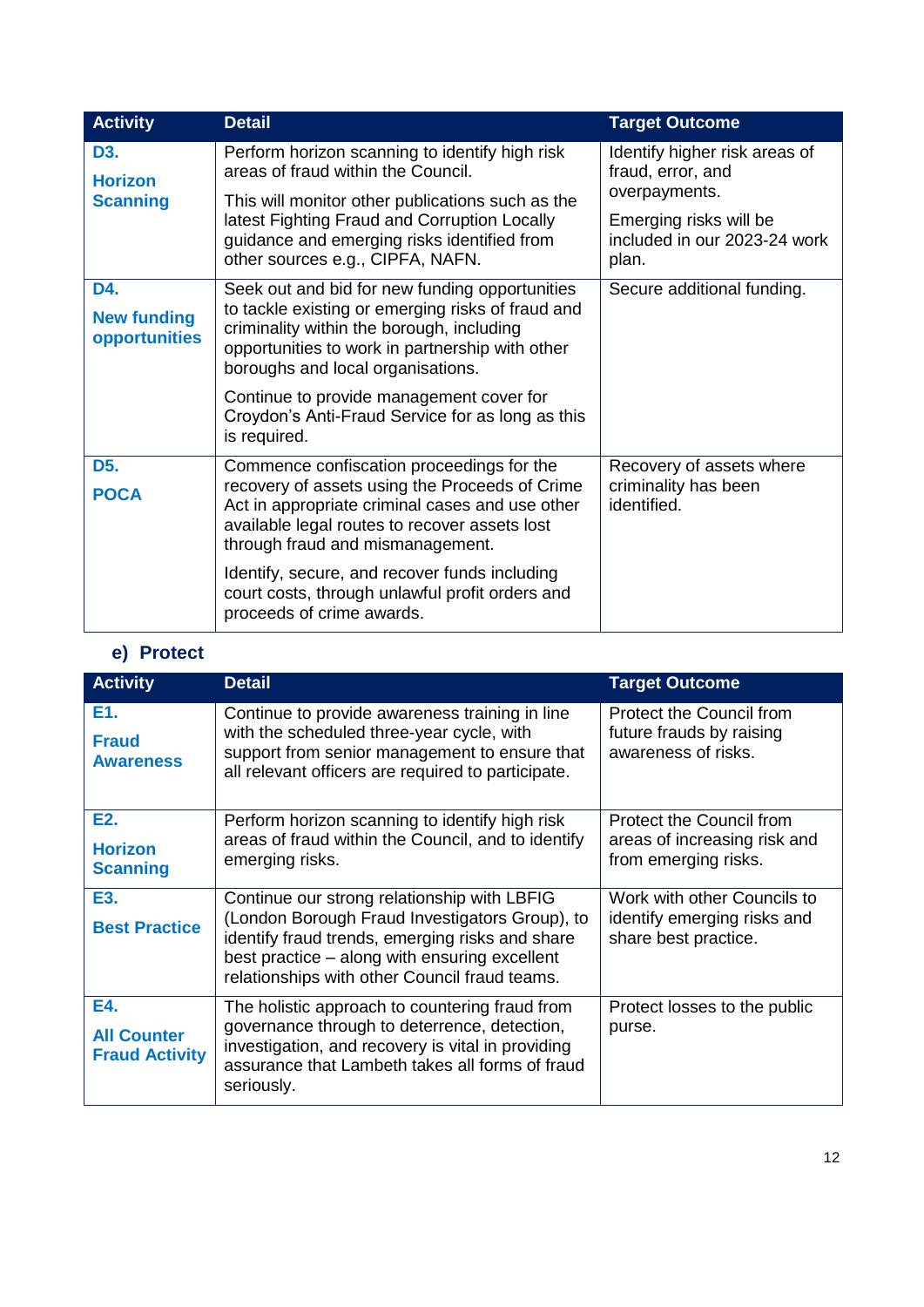| Activity | Detail | Target Outcome |
|---|---|---|
| **D3. Horizon Scanning** | Perform horizon scanning to identify high risk areas of fraud within the Council. This will monitor other publications such as the latest Fighting Fraud and Corruption Locally guidance and emerging risks identified from other sources e.g., CIPFA, NAFN. | Identify higher risk areas of fraud, error, and overpayments. Emerging risks will be included in our 2023-24 work plan. |
| **D4. New funding opportunities** | Seek out and bid for new funding opportunities to tackle existing or emerging risks of fraud and criminality within the borough, including opportunities to work in partnership with other boroughs and local organisations. Continue to provide management cover for Croydon's Anti-Fraud Service for as long as this is required. | Secure additional funding. |
| **D5. POCA** | Commence confiscation proceedings for the recovery of assets using the Proceeds of Crime Act in appropriate criminal cases and use other available legal routes to recover assets lost through fraud and mismanagement. Identify, secure, and recover funds including court costs, through unlawful profit orders and proceeds of crime awards. | Recovery of assets where criminality has been identified. |

### e) Protect

| Activity | Detail | Target Outcome |
|---|---|---|
| **E1. Fraud Awareness** | Continue to provide awareness training in line with the scheduled three-year cycle, with support from senior management to ensure that all relevant officers are required to participate. | Protect the Council from future frauds by raising awareness of risks. |
| **E2. Horizon Scanning** | Perform horizon scanning to identify high risk areas of fraud within the Council, and to identify emerging risks. | Protect the Council from areas of increasing risk and from emerging risks. |
| **E3. Best Practice** | Continue our strong relationship with LBFIG (London Borough Fraud Investigators Group), to identify fraud trends, emerging risks and share best practice – along with ensuring excellent relationships with other Council fraud teams. | Work with other Councils to identify emerging risks and share best practice. |
| **E4. All Counter Fraud Activity** | The holistic approach to countering fraud from governance through to deterrence, detection, investigation, and recovery is vital in providing assurance that Lambeth takes all forms of fraud seriously. | Protect losses to the public purse. |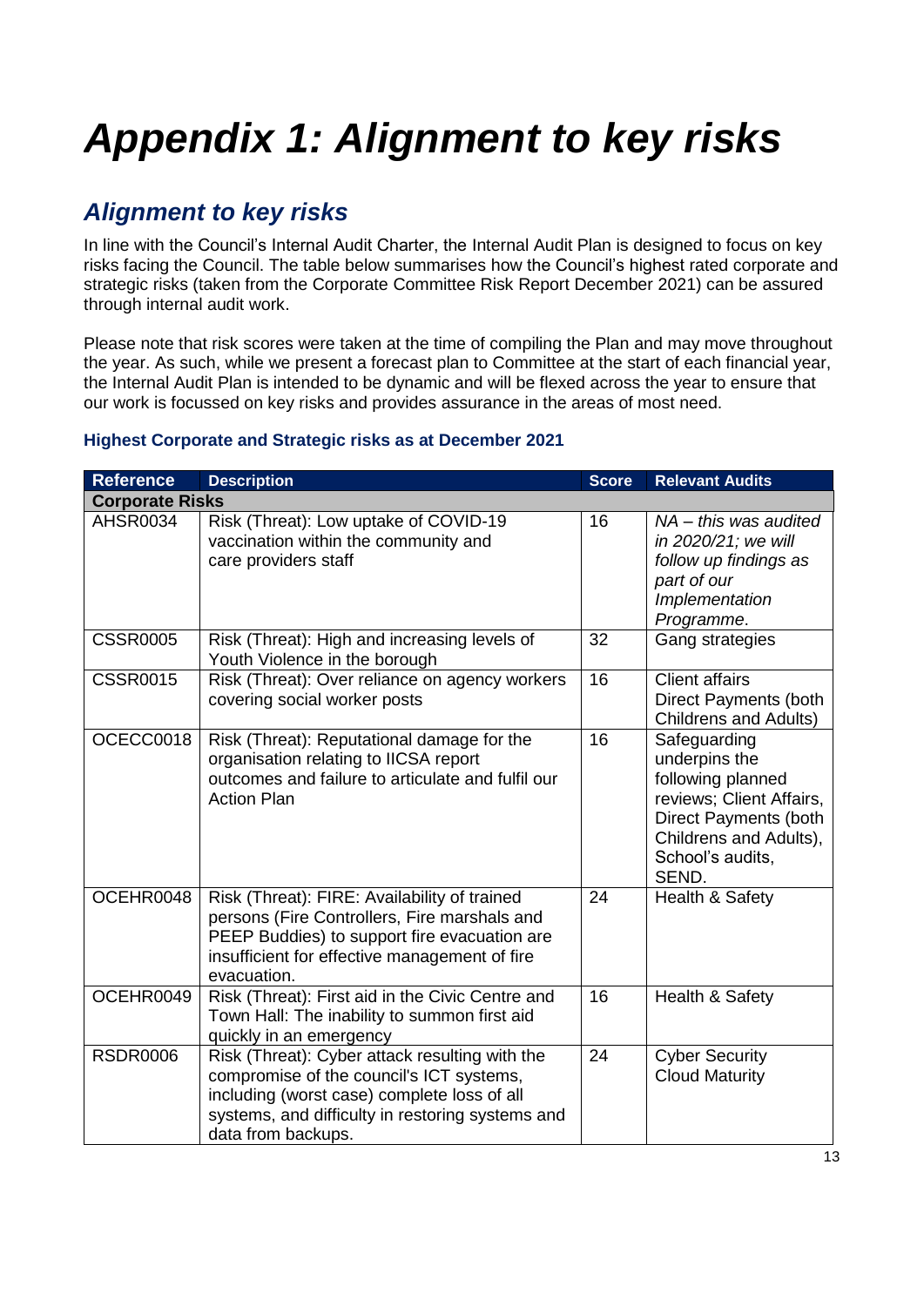# *Appendix 1: Alignment to key risks*

## *Alignment to key risks*

In line with the Council's Internal Audit Charter, the Internal Audit Plan is designed to focus on key risks facing the Council. The table below summarises how the Council's highest rated corporate and strategic risks (taken from the Corporate Committee Risk Report December 2021) can be assured through internal audit work.

Please note that risk scores were taken at the time of compiling the Plan and may move throughout the year. As such, while we present a forecast plan to Committee at the start of each financial year, the Internal Audit Plan is intended to be dynamic and will be flexed across the year to ensure that our work is focussed on key risks and provides assurance in the areas of most need.

### Highest Corporate and Strategic risks as at December 2021

| Reference | Description | Score | Relevant Audits |
|---|---|---|---|
| **Corporate Risks** | | | |
| AHSR0034 | Risk (Threat): Low uptake of COVID-19 vaccination within the community and care providers staff | 16 | *NA – this was audited in 2020/21; we will follow up findings as part of our Implementation Programme.* |
| CSSR0005 | Risk (Threat): High and increasing levels of Youth Violence in the borough | 32 | Gang strategies |
| CSSR0015 | Risk (Threat): Over reliance on agency workers covering social worker posts | 16 | Client affairs<br>Direct Payments (both Childrens and Adults) |
| OCECC0018 | Risk (Threat): Reputational damage for the organisation relating to IICSA report outcomes and failure to articulate and fulfil our Action Plan | 16 | Safeguarding underpins the following planned reviews; Client Affairs, Direct Payments (both Childrens and Adults), School's audits, SEND. |
| OCEHR0048 | Risk (Threat): FIRE: Availability of trained persons (Fire Controllers, Fire marshals and PEEP Buddies) to support fire evacuation are insufficient for effective management of fire evacuation. | 24 | Health & Safety |
| OCEHR0049 | Risk (Threat): First aid in the Civic Centre and Town Hall: The inability to summon first aid quickly in an emergency | 16 | Health & Safety |
| RSDR0006 | Risk (Threat): Cyber attack resulting with the compromise of the council's ICT systems, including (worst case) complete loss of all systems, and difficulty in restoring systems and data from backups. | 24 | Cyber Security<br>Cloud Maturity |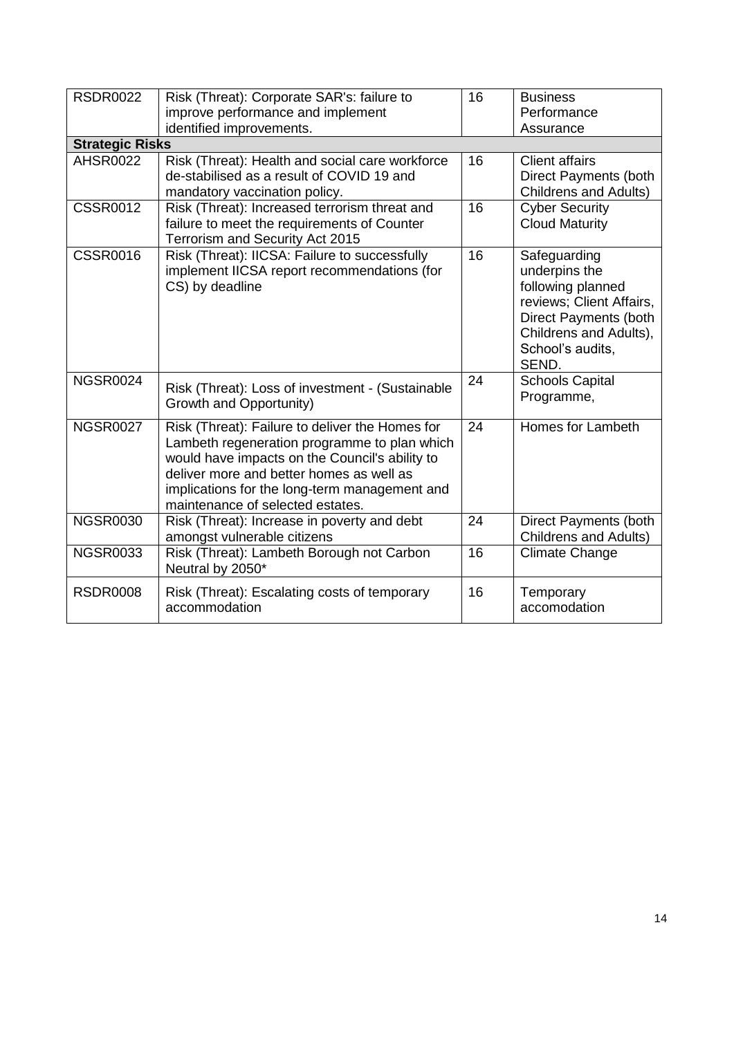| | | | |
|---|---|---|---|
| RSDR0022 | Risk (Threat): Corporate SAR's: failure to improve performance and implement identified improvements. | 16 | Business Performance Assurance |
| **Strategic Risks** | | | |
| AHSR0022 | Risk (Threat): Health and social care workforce de-stabilised as a result of COVID 19 and mandatory vaccination policy. | 16 | Client affairs<br>Direct Payments (both Childrens and Adults) |
| CSSR0012 | Risk (Threat): Increased terrorism threat and failure to meet the requirements of Counter Terrorism and Security Act 2015 | 16 | Cyber Security<br>Cloud Maturity |
| CSSR0016 | Risk (Threat): IICSA: Failure to successfully implement IICSA report recommendations (for CS) by deadline | 16 | Safeguarding underpins the following planned reviews; Client Affairs, Direct Payments (both Childrens and Adults), School's audits, SEND. |
| NGSR0024 | Risk (Threat): Loss of investment - (Sustainable Growth and Opportunity) | 24 | Schools Capital Programme, |
| NGSR0027 | Risk (Threat): Failure to deliver the Homes for Lambeth regeneration programme to plan which would have impacts on the Council's ability to deliver more and better homes as well as implications for the long-term management and maintenance of selected estates. | 24 | Homes for Lambeth |
| NGSR0030 | Risk (Threat): Increase in poverty and debt amongst vulnerable citizens | 24 | Direct Payments (both Childrens and Adults) |
| NGSR0033 | Risk (Threat): Lambeth Borough not Carbon Neutral by 2050* | 16 | Climate Change |
| RSDR0008 | Risk (Threat): Escalating costs of temporary accommodation | 16 | Temporary accomodation |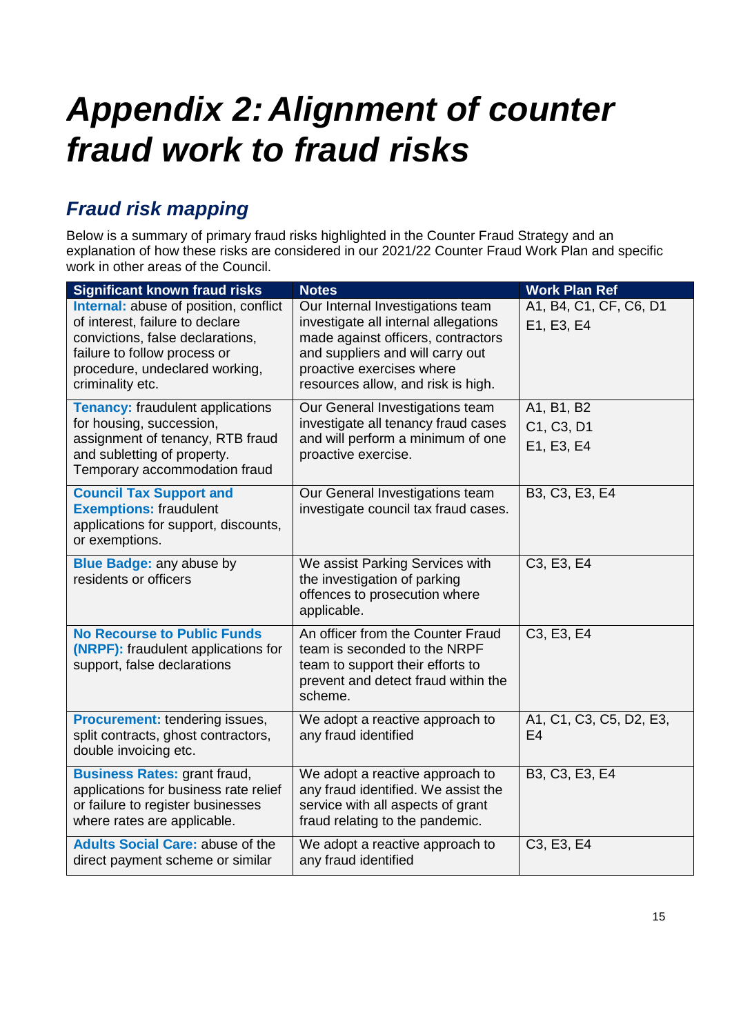# *Appendix 2: Alignment of counter fraud work to fraud risks*

## *Fraud risk mapping*

Below is a summary of primary fraud risks highlighted in the Counter Fraud Strategy and an explanation of how these risks are considered in our 2021/22 Counter Fraud Work Plan and specific work in other areas of the Council.

| Significant known fraud risks | Notes | Work Plan Ref |
|---|---|---|
| **Internal:** abuse of position, conflict of interest, failure to declare convictions, false declarations, failure to follow process or procedure, undeclared working, criminality etc. | Our Internal Investigations team investigate all internal allegations made against officers, contractors and suppliers and will carry out proactive exercises where resources allow, and risk is high. | A1, B4, C1, CF, C6, D1<br>E1, E3, E4 |
| **Tenancy:** fraudulent applications for housing, succession, assignment of tenancy, RTB fraud and subletting of property. Temporary accommodation fraud | Our General Investigations team investigate all tenancy fraud cases and will perform a minimum of one proactive exercise. | A1, B1, B2<br>C1, C3, D1<br>E1, E3, E4 |
| **Council Tax Support and Exemptions:** fraudulent applications for support, discounts, or exemptions. | Our General Investigations team investigate council tax fraud cases. | B3, C3, E3, E4 |
| **Blue Badge:** any abuse by residents or officers | We assist Parking Services with the investigation of parking offences to prosecution where applicable. | C3, E3, E4 |
| **No Recourse to Public Funds (NRPF):** fraudulent applications for support, false declarations | An officer from the Counter Fraud team is seconded to the NRPF team to support their efforts to prevent and detect fraud within the scheme. | C3, E3, E4 |
| **Procurement:** tendering issues, split contracts, ghost contractors, double invoicing etc. | We adopt a reactive approach to any fraud identified | A1, C1, C3, C5, D2, E3, E4 |
| **Business Rates:** grant fraud, applications for business rate relief or failure to register businesses where rates are applicable. | We adopt a reactive approach to any fraud identified. We assist the service with all aspects of grant fraud relating to the pandemic. | B3, C3, E3, E4 |
| **Adults Social Care:** abuse of the direct payment scheme or similar | We adopt a reactive approach to any fraud identified | C3, E3, E4 |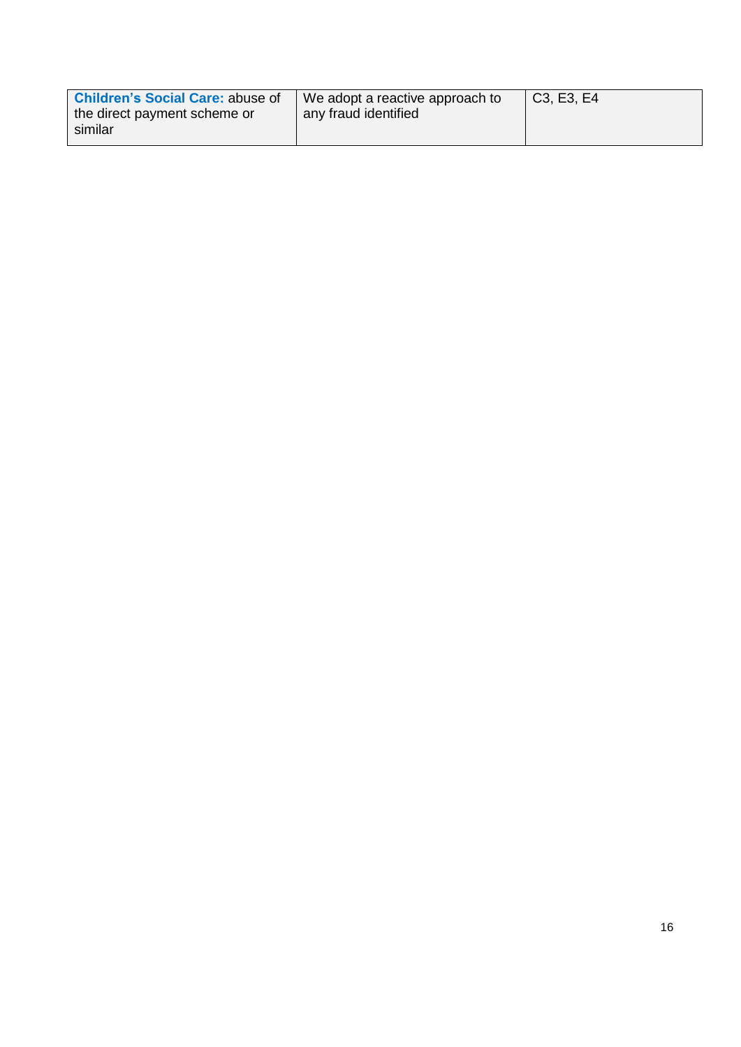| | | |
|---|---|---|
| **Children's Social Care:** abuse of the direct payment scheme or similar | We adopt a reactive approach to any fraud identified | C3, E3, E4 |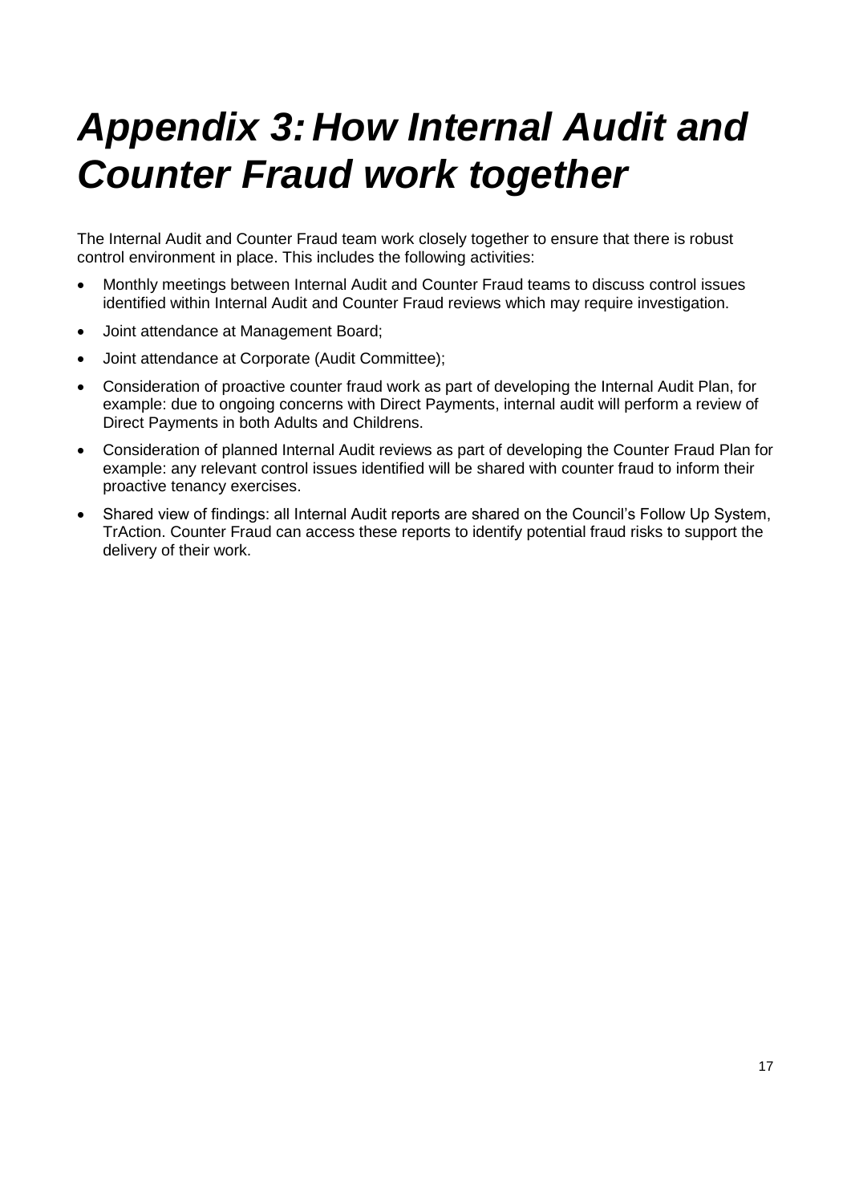# *Appendix 3: How Internal Audit and Counter Fraud work together*

The Internal Audit and Counter Fraud team work closely together to ensure that there is robust control environment in place. This includes the following activities:

- Monthly meetings between Internal Audit and Counter Fraud teams to discuss control issues identified within Internal Audit and Counter Fraud reviews which may require investigation.
- Joint attendance at Management Board;
- Joint attendance at Corporate (Audit Committee);
- Consideration of proactive counter fraud work as part of developing the Internal Audit Plan, for example: due to ongoing concerns with Direct Payments, internal audit will perform a review of Direct Payments in both Adults and Childrens.
- Consideration of planned Internal Audit reviews as part of developing the Counter Fraud Plan for example: any relevant control issues identified will be shared with counter fraud to inform their proactive tenancy exercises.
- Shared view of findings: all Internal Audit reports are shared on the Council's Follow Up System, TrAction. Counter Fraud can access these reports to identify potential fraud risks to support the delivery of their work.